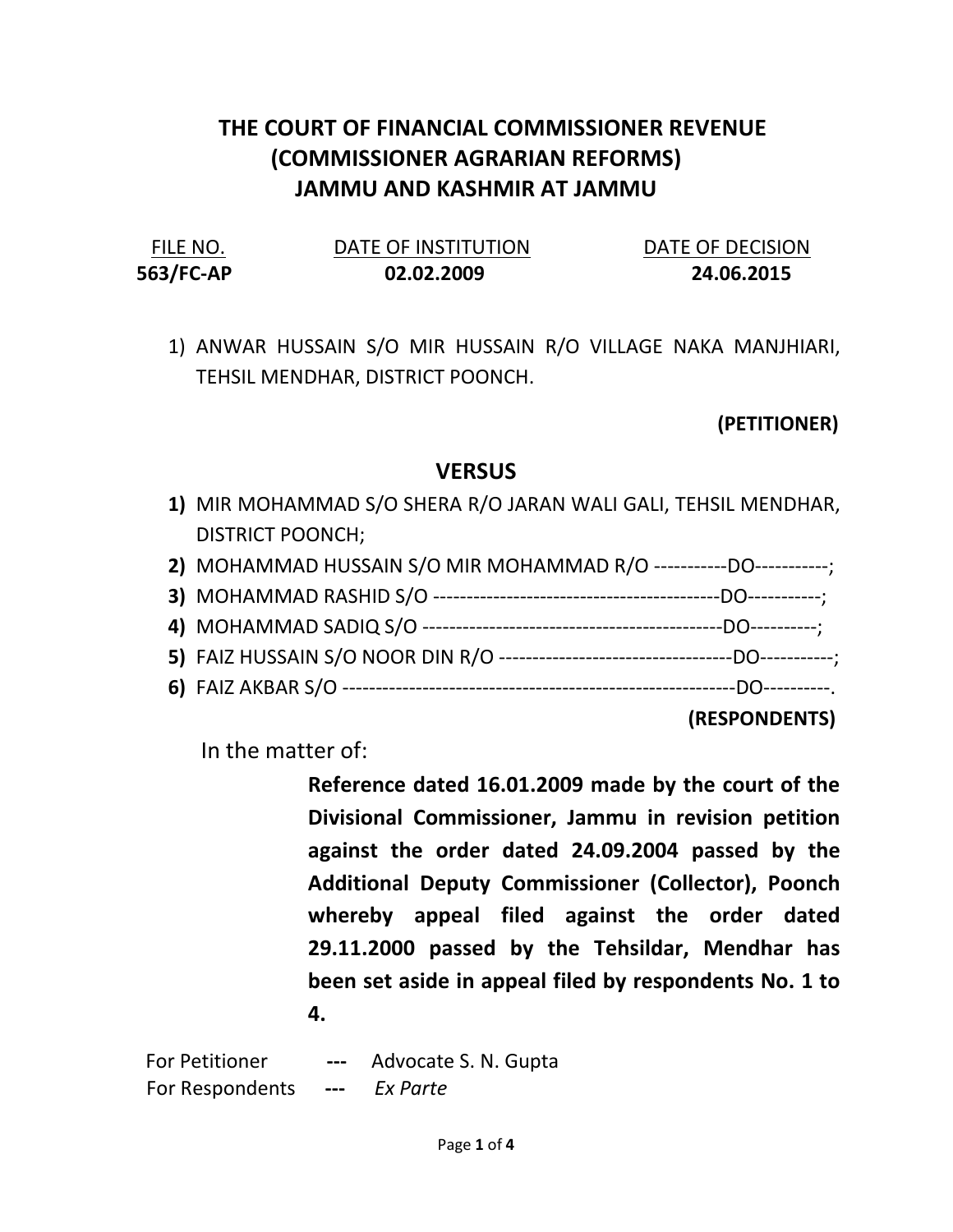# THE COURT OF FINANCIAL COMMISSIONER REVENUE (COMMISSIONER AGRARIAN REFORMS) JAMMU AND KASHMIR AT JAMMU

| FILE NO. | DATE OF INSTITUTION | DATE OF DECISION |
|---|---|---|
| **563/FC-AP** | **02.02.2009** | **24.06.2015** |

1) ANWAR HUSSAIN S/O MIR HUSSAIN R/O VILLAGE NAKA MANJHIARI, TEHSIL MENDHAR, DISTRICT POONCH.

**(PETITIONER)**

## VERSUS

1) MIR MOHAMMAD S/O SHERA R/O JARAN WALI GALI, TEHSIL MENDHAR, DISTRICT POONCH;
2) MOHAMMAD HUSSAIN S/O MIR MOHAMMAD R/O -----------DO-----------;
3) MOHAMMAD RASHID S/O -------------------------------------------DO-----------;
4) MOHAMMAD SADIQ S/O ---------------------------------------------DO----------;
5) FAIZ HUSSAIN S/O NOOR DIN R/O -----------------------------------DO-----------;
6) FAIZ AKBAR S/O ----------------------------------------------------------DO----------.

**(RESPONDENTS)**

In the matter of:

**Reference dated 16.01.2009 made by the court of the Divisional Commissioner, Jammu in revision petition against the order dated 24.09.2004 passed by the Additional Deputy Commissioner (Collector), Poonch whereby appeal filed against the order dated 29.11.2000 passed by the Tehsildar, Mendhar has been set aside in appeal filed by respondents No. 1 to 4.**

For Petitioner --- Advocate S. N. Gupta

For Respondents --- *Ex Parte*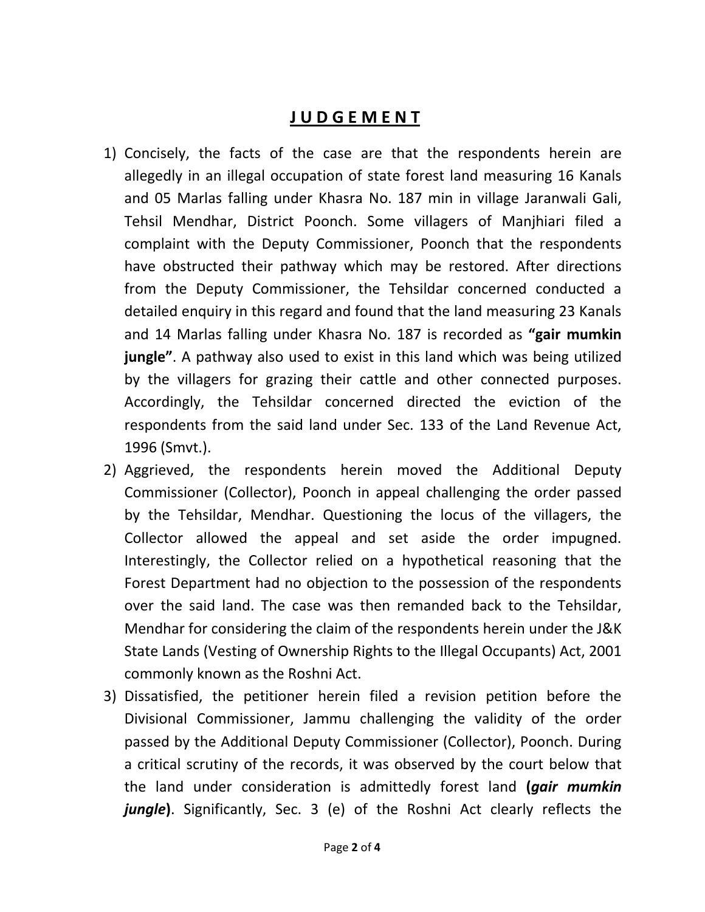# J U D G E M E N T

1) Concisely, the facts of the case are that the respondents herein are allegedly in an illegal occupation of state forest land measuring 16 Kanals and 05 Marlas falling under Khasra No. 187 min in village Jaranwali Gali, Tehsil Mendhar, District Poonch. Some villagers of Manjhiari filed a complaint with the Deputy Commissioner, Poonch that the respondents have obstructed their pathway which may be restored. After directions from the Deputy Commissioner, the Tehsildar concerned conducted a detailed enquiry in this regard and found that the land measuring 23 Kanals and 14 Marlas falling under Khasra No. 187 is recorded as **"gair mumkin jungle"**. A pathway also used to exist in this land which was being utilized by the villagers for grazing their cattle and other connected purposes. Accordingly, the Tehsildar concerned directed the eviction of the respondents from the said land under Sec. 133 of the Land Revenue Act, 1996 (Smvt.).
2) Aggrieved, the respondents herein moved the Additional Deputy Commissioner (Collector), Poonch in appeal challenging the order passed by the Tehsildar, Mendhar. Questioning the locus of the villagers, the Collector allowed the appeal and set aside the order impugned. Interestingly, the Collector relied on a hypothetical reasoning that the Forest Department had no objection to the possession of the respondents over the said land. The case was then remanded back to the Tehsildar, Mendhar for considering the claim of the respondents herein under the J&K State Lands (Vesting of Ownership Rights to the Illegal Occupants) Act, 2001 commonly known as the Roshni Act.
3) Dissatisfied, the petitioner herein filed a revision petition before the Divisional Commissioner, Jammu challenging the validity of the order passed by the Additional Deputy Commissioner (Collector), Poonch. During a critical scrutiny of the records, it was observed by the court below that the land under consideration is admittedly forest land **(*gair mumkin jungle*)**. Significantly, Sec. 3 (e) of the Roshni Act clearly reflects the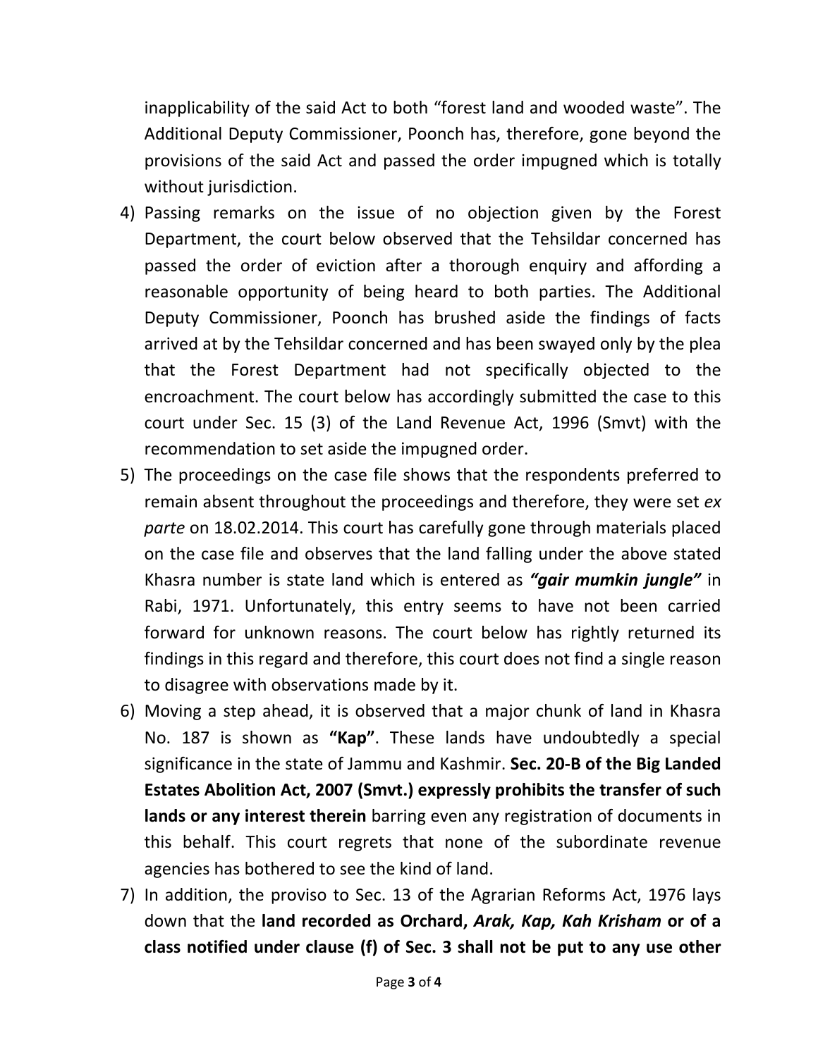inapplicability of the said Act to both "forest land and wooded waste". The Additional Deputy Commissioner, Poonch has, therefore, gone beyond the provisions of the said Act and passed the order impugned which is totally without jurisdiction.

4) Passing remarks on the issue of no objection given by the Forest Department, the court below observed that the Tehsildar concerned has passed the order of eviction after a thorough enquiry and affording a reasonable opportunity of being heard to both parties. The Additional Deputy Commissioner, Poonch has brushed aside the findings of facts arrived at by the Tehsildar concerned and has been swayed only by the plea that the Forest Department had not specifically objected to the encroachment. The court below has accordingly submitted the case to this court under Sec. 15 (3) of the Land Revenue Act, 1996 (Smvt) with the recommendation to set aside the impugned order.

5) The proceedings on the case file shows that the respondents preferred to remain absent throughout the proceedings and therefore, they were set *ex parte* on 18.02.2014. This court has carefully gone through materials placed on the case file and observes that the land falling under the above stated Khasra number is state land which is entered as ***"gair mumkin jungle"*** in Rabi, 1971. Unfortunately, this entry seems to have not been carried forward for unknown reasons. The court below has rightly returned its findings in this regard and therefore, this court does not find a single reason to disagree with observations made by it.

6) Moving a step ahead, it is observed that a major chunk of land in Khasra No. 187 is shown as **"Kap"**. These lands have undoubtedly a special significance in the state of Jammu and Kashmir. **Sec. 20-B of the Big Landed Estates Abolition Act, 2007 (Smvt.) expressly prohibits the transfer of such lands or any interest therein** barring even any registration of documents in this behalf. This court regrets that none of the subordinate revenue agencies has bothered to see the kind of land.

7) In addition, the proviso to Sec. 13 of the Agrarian Reforms Act, 1976 lays down that the **land recorded as Orchard, *Arak, Kap, Kah Krisham* or of a class notified under clause (f) of Sec. 3 shall not be put to any use other**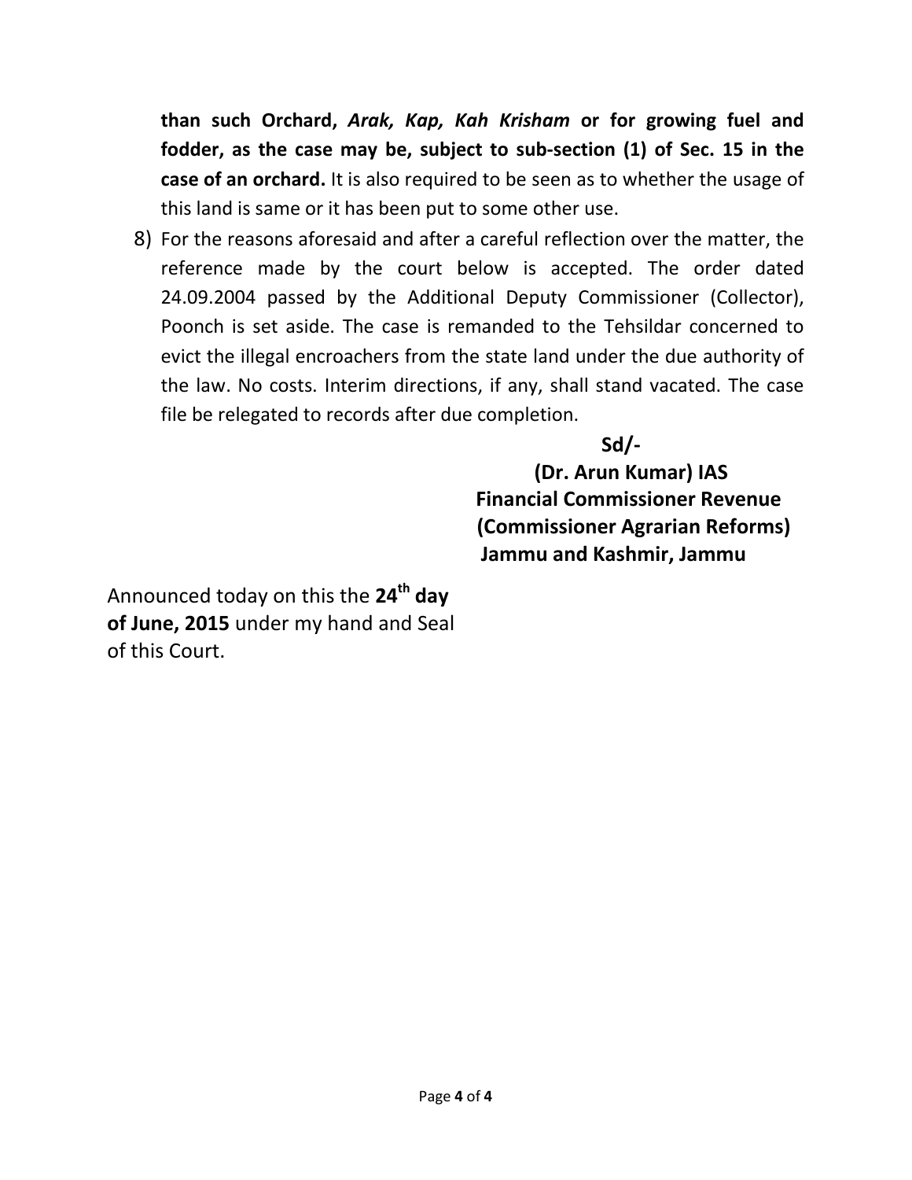**than such Orchard, *Arak, Kap, Kah Krisham* or for growing fuel and fodder, as the case may be, subject to sub-section (1) of Sec. 15 in the case of an orchard.** It is also required to be seen as to whether the usage of this land is same or it has been put to some other use.

8) For the reasons aforesaid and after a careful reflection over the matter, the reference made by the court below is accepted. The order dated 24.09.2004 passed by the Additional Deputy Commissioner (Collector), Poonch is set aside. The case is remanded to the Tehsildar concerned to evict the illegal encroachers from the state land under the due authority of the law. No costs. Interim directions, if any, shall stand vacated. The case file be relegated to records after due completion.

**Sd/-**

**(Dr. Arun Kumar) IAS**
**Financial Commissioner Revenue**
**(Commissioner Agrarian Reforms)**
**Jammu and Kashmir, Jammu**

Announced today on this the **24th day of June, 2015** under my hand and Seal of this Court.